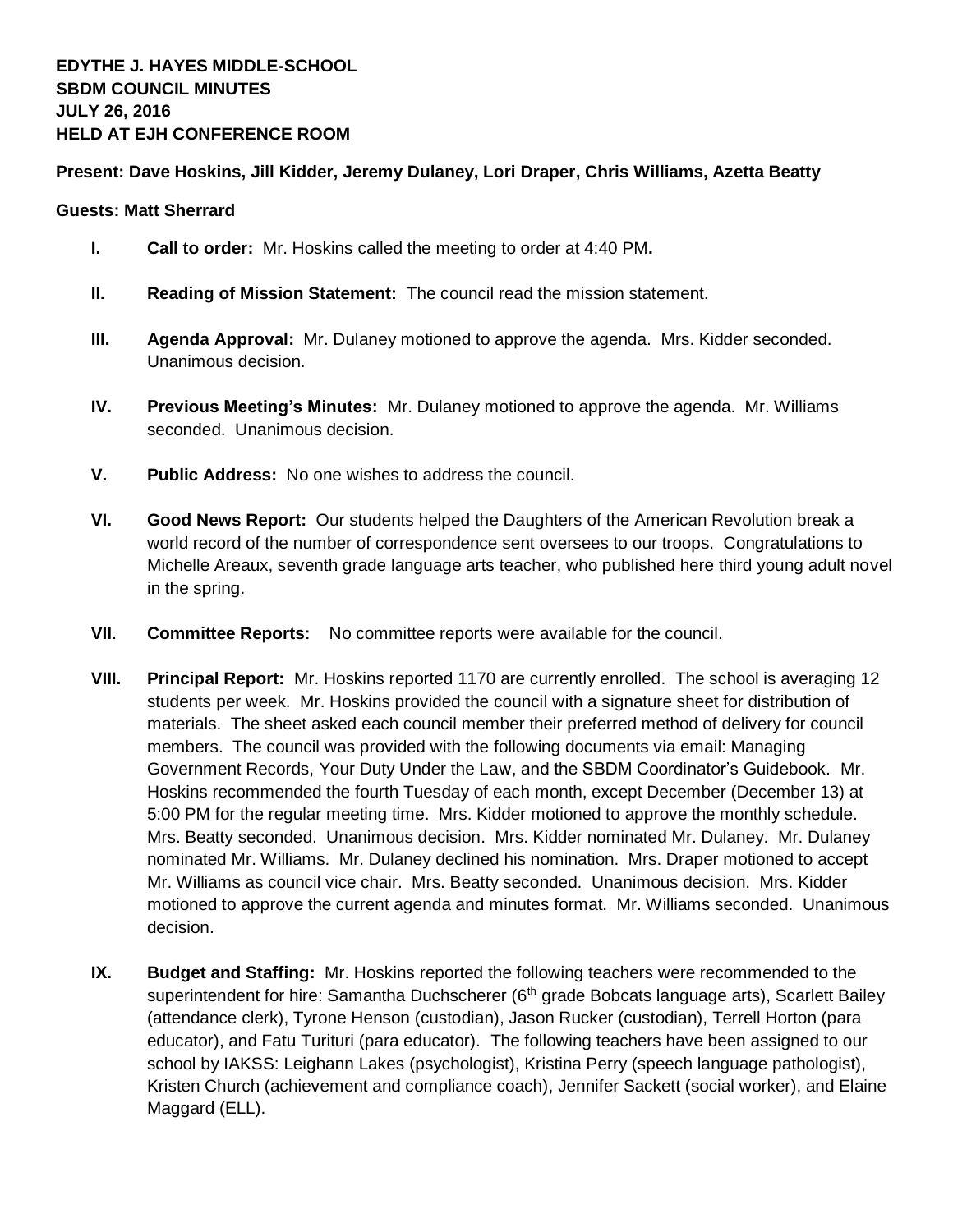**EDYTHE J. HAYES MIDDLE-SCHOOL**
**SBDM COUNCIL MINUTES**
**JULY 26, 2016**
**HELD AT EJH CONFERENCE ROOM**

**Present: Dave Hoskins, Jill Kidder, Jeremy Dulaney, Lori Draper, Chris Williams, Azetta Beatty**

**Guests: Matt Sherrard**

I. **Call to order:** Mr. Hoskins called the meeting to order at 4:40 PM**.**

II. **Reading of Mission Statement:** The council read the mission statement.

III. **Agenda Approval:** Mr. Dulaney motioned to approve the agenda. Mrs. Kidder seconded. Unanimous decision.

IV. **Previous Meeting's Minutes:** Mr. Dulaney motioned to approve the agenda. Mr. Williams seconded. Unanimous decision.

V. **Public Address:** No one wishes to address the council.

VI. **Good News Report:** Our students helped the Daughters of the American Revolution break a world record of the number of correspondence sent oversees to our troops. Congratulations to Michelle Areaux, seventh grade language arts teacher, who published here third young adult novel in the spring.

VII. **Committee Reports:** No committee reports were available for the council.

VIII. **Principal Report:** Mr. Hoskins reported 1170 are currently enrolled. The school is averaging 12 students per week. Mr. Hoskins provided the council with a signature sheet for distribution of materials. The sheet asked each council member their preferred method of delivery for council members. The council was provided with the following documents via email: Managing Government Records, Your Duty Under the Law, and the SBDM Coordinator's Guidebook. Mr. Hoskins recommended the fourth Tuesday of each month, except December (December 13) at 5:00 PM for the regular meeting time. Mrs. Kidder motioned to approve the monthly schedule. Mrs. Beatty seconded. Unanimous decision. Mrs. Kidder nominated Mr. Dulaney. Mr. Dulaney nominated Mr. Williams. Mr. Dulaney declined his nomination. Mrs. Draper motioned to accept Mr. Williams as council vice chair. Mrs. Beatty seconded. Unanimous decision. Mrs. Kidder motioned to approve the current agenda and minutes format. Mr. Williams seconded. Unanimous decision.

IX. **Budget and Staffing:** Mr. Hoskins reported the following teachers were recommended to the superintendent for hire: Samantha Duchscherer (6th grade Bobcats language arts), Scarlett Bailey (attendance clerk), Tyrone Henson (custodian), Jason Rucker (custodian), Terrell Horton (para educator), and Fatu Turituri (para educator). The following teachers have been assigned to our school by IAKSS: Leighann Lakes (psychologist), Kristina Perry (speech language pathologist), Kristen Church (achievement and compliance coach), Jennifer Sackett (social worker), and Elaine Maggard (ELL).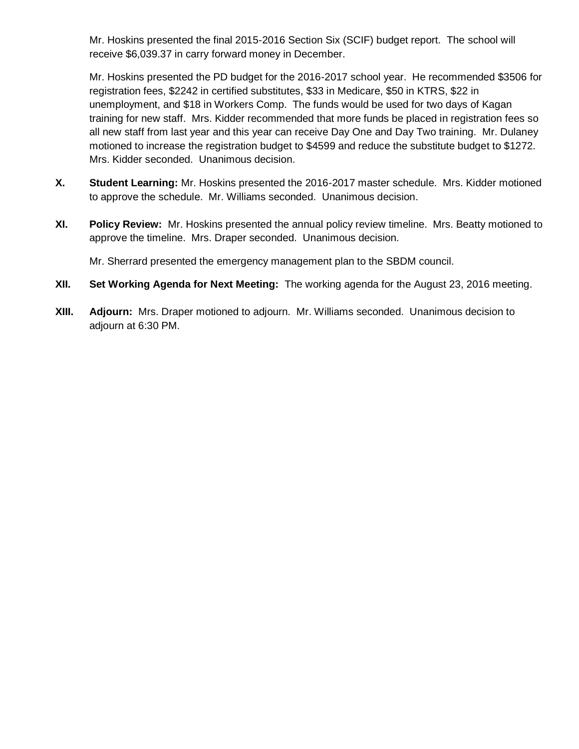Mr. Hoskins presented the final 2015-2016 Section Six (SCIF) budget report. The school will receive $6,039.37 in carry forward money in December.

Mr. Hoskins presented the PD budget for the 2016-2017 school year. He recommended $3506 for registration fees, $2242 in certified substitutes, $33 in Medicare, $50 in KTRS, $22 in unemployment, and $18 in Workers Comp. The funds would be used for two days of Kagan training for new staff. Mrs. Kidder recommended that more funds be placed in registration fees so all new staff from last year and this year can receive Day One and Day Two training. Mr. Dulaney motioned to increase the registration budget to $4599 and reduce the substitute budget to $1272. Mrs. Kidder seconded. Unanimous decision.

**X. Student Learning:** Mr. Hoskins presented the 2016-2017 master schedule. Mrs. Kidder motioned to approve the schedule. Mr. Williams seconded. Unanimous decision.

**XI. Policy Review:** Mr. Hoskins presented the annual policy review timeline. Mrs. Beatty motioned to approve the timeline. Mrs. Draper seconded. Unanimous decision.

Mr. Sherrard presented the emergency management plan to the SBDM council.

**XII. Set Working Agenda for Next Meeting:** The working agenda for the August 23, 2016 meeting.

**XIII. Adjourn:** Mrs. Draper motioned to adjourn. Mr. Williams seconded. Unanimous decision to adjourn at 6:30 PM.